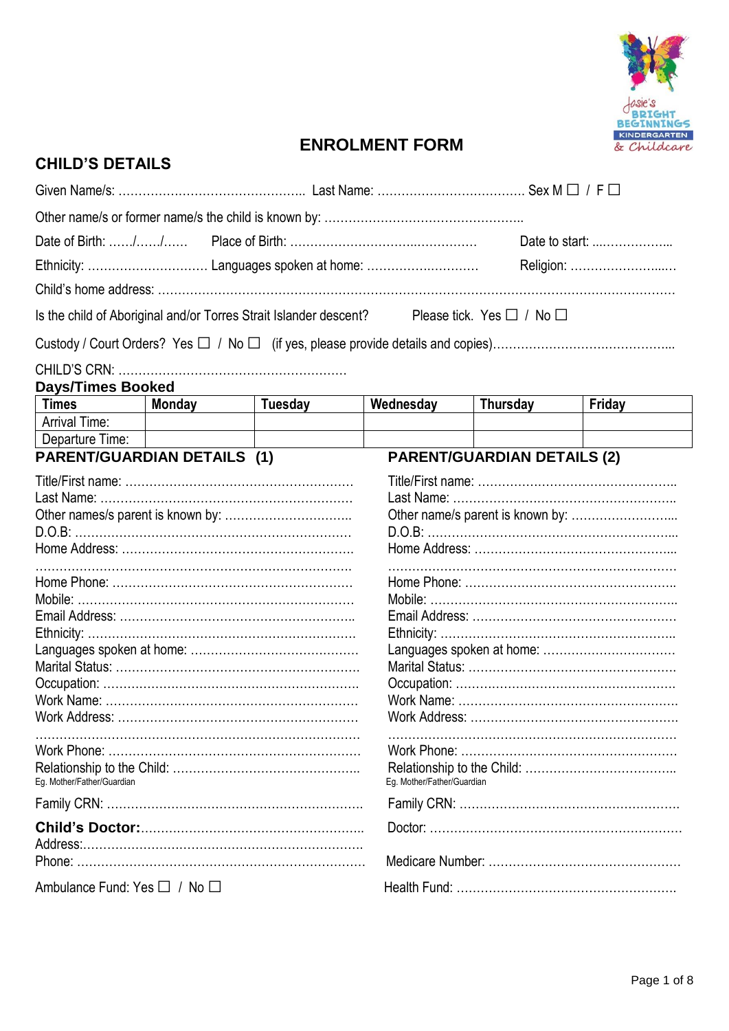# ENROLMENT FORM

## CHILD'S DETAILS

Given Name/s: ………………………………………. Last Name: ………………………………. Sex M ☐ / F ☐

Other name/s or former name/s the child is known by: …………………………………………..

Date of Birth: ……/……/…… Place of Birth: ……………………………..…………… Date to start: ..………………..

Ethnicity: ………………………… Languages spoken at home: …………….………… Religion: ……………………...…

Child's home address: ……………………………………………………………………………………………………

Is the child of Aboriginal and/or Torres Strait Islander descent? Please tick. Yes ☐ / No ☐

Custody / Court Orders? Yes ☐ / No ☐ (if yes, please provide details and copies)……………………………………...

CHILD'S CRN: …………………………………………………

### Days/Times Booked

| Times | Monday | Tuesday | Wednesday | Thursday | Friday |
|---|---|---|---|---|---|
| Arrival Time: | | | | | |
| Departure Time: | | | | | |

## PARENT/GUARDIAN DETAILS (1)

Title/First name: ………………………………………………
Last Name: ……………………………………………………
Other names/s parent is known by: …………………………..
D.O.B: …………………………………………………………
Home Address: ………………………………………………

……………………………………………………………………
Home Phone: …………………………………………………
Mobile: …………………………………………………………
Email Address: ………………………………………………..
Ethnicity: ………………………………………………………
Languages spoken at home: …………………………………
Marital Status: …………………………………………………
Occupation: ……………………………………………………
Work Name: ……………………………………………………
Work Address: …………………………………………………

……………………………………………………………………
Work Phone: ……………………………………………………
Relationship to the Child: ……………………………………..
Eg. Mother/Father/Guardian

Family CRN: ……………………………………………………..

**Child's Doctor:**……………………………………………….
Address:…………………………………………………………
Phone: ……………………………………………………………

Ambulance Fund: Yes ☐ / No ☐

## PARENT/GUARDIAN DETAILS (2)

Title/First name: ………………………………………………
Last Name: ……………………………………………………
Other name/s parent is known by: ……………………...
D.O.B: …………………………………………………………
Home Address: ………………………………………………

……………………………………………………………………
Home Phone: …………………………………………………
Mobile: …………………………………………………………
Email Address: ………………………………………………
Ethnicity: ………………………………………………………
Languages spoken at home: ……………………………
Marital Status: …………………………………………………
Occupation: ……………………………………………………
Work Name: ……………………………………………………
Work Address: …………………………………………………

……………………………………………………………………
Work Phone: ……………………………………………………
Relationship to the Child: ……………………………………
Eg. Mother/Father/Guardian

Family CRN: ……………………………………………………

Doctor: …………………………………………………………

Medicare Number: ……………………………………………

Health Fund: ……………………………………………………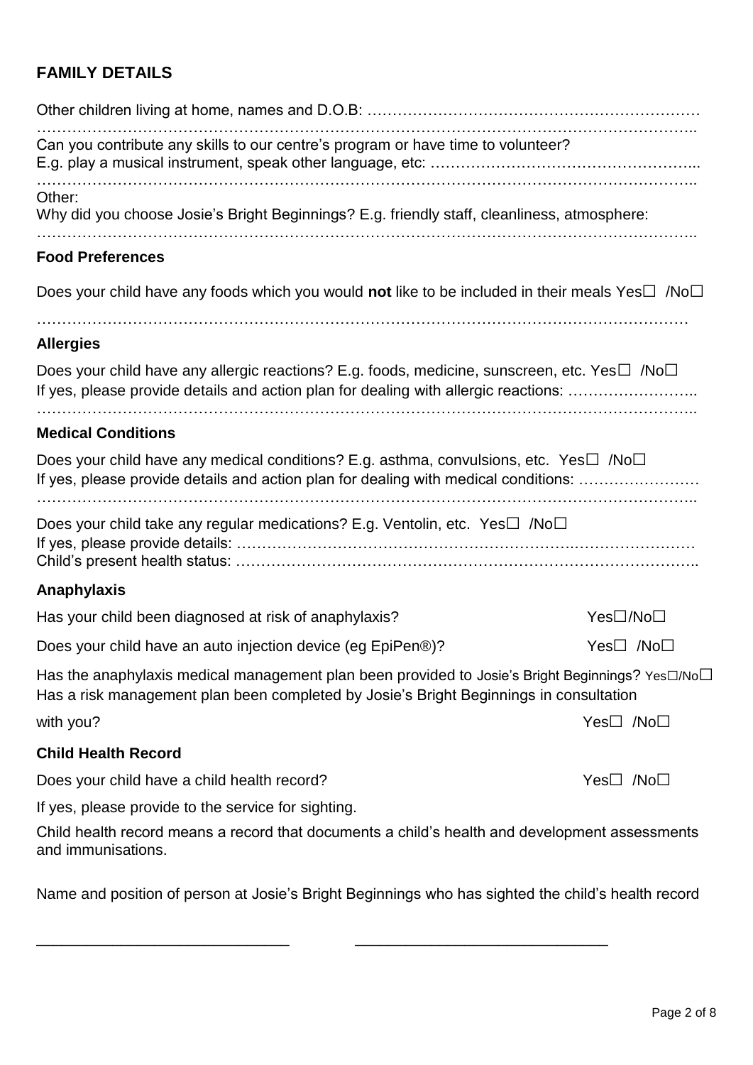## FAMILY DETAILS

Other children living at home, names and D.O.B: …………………………………………………………
……………………………………………………………………………………………………………………..

Can you contribute any skills to our centre's program or have time to volunteer?
E.g. play a musical instrument, speak other language, etc: ……………………………………………...
……………………………………………………………………………………………………………………..

Other:
Why did you choose Josie's Bright Beginnings? E.g. friendly staff, cleanliness, atmosphere:
……………………………………………………………………………………………………………………..

### Food Preferences

Does your child have any foods which you would **not** like to be included in their meals Yes☐ /No☐

……………………………………………………………………………………………………………………

### Allergies

Does your child have any allergic reactions? E.g. foods, medicine, sunscreen, etc. Yes☐ /No☐
If yes, please provide details and action plan for dealing with allergic reactions: ……………………..
……………………………………………………………………………………………………………………..

### Medical Conditions

Does your child have any medical conditions? E.g. asthma, convulsions, etc. Yes☐ /No☐
If yes, please provide details and action plan for dealing with medical conditions: ……………………
……………………………………………………………………………………………………………………..

Does your child take any regular medications? E.g. Ventolin, etc. Yes☐ /No☐
If yes, please provide details: ……………………………………………………………………………………
Child's present health status: ……………………………………………………………………………………..

### Anaphylaxis

Has your child been diagnosed at risk of anaphylaxis? Yes☐/No☐

Does your child have an auto injection device (eg EpiPen®)? Yes☐ /No☐

Has the anaphylaxis medical management plan been provided to Josie's Bright Beginnings? Yes☐/No☐
Has a risk management plan been completed by Josie's Bright Beginnings in consultation with you? Yes☐ /No☐

### Child Health Record

Does your child have a child health record? Yes☐ /No☐

If yes, please provide to the service for sighting.

Child health record means a record that documents a child's health and development assessments and immunisations.

Name and position of person at Josie's Bright Beginnings who has sighted the child's health record

______________________________ ______________________________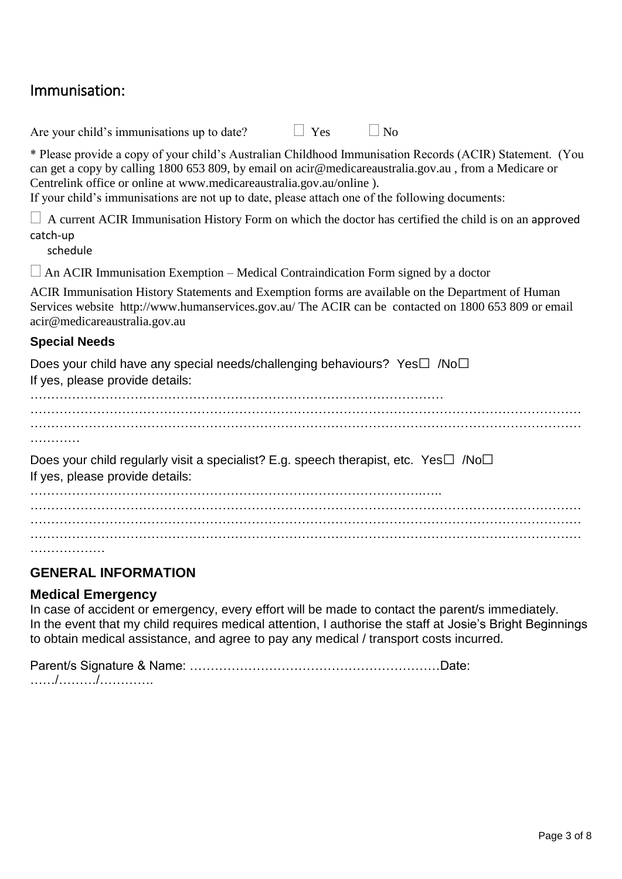## Immunisation:

Are your child's immunisations up to date? ☐ Yes ☐ No

* Please provide a copy of your child's Australian Childhood Immunisation Records (ACIR) Statement. (You can get a copy by calling 1800 653 809, by email on acir@medicareaustralia.gov.au , from a Medicare or Centrelink office or online at www.medicareaustralia.gov.au/online ).
If your child's immunisations are not up to date, please attach one of the following documents:

☐ A current ACIR Immunisation History Form on which the doctor has certified the child is on an approved catch-up schedule

☐ An ACIR Immunisation Exemption – Medical Contraindication Form signed by a doctor

ACIR Immunisation History Statements and Exemption forms are available on the Department of Human Services website http://www.humanservices.gov.au/ The ACIR can be contacted on 1800 653 809 or email acir@medicareaustralia.gov.au

### Special Needs

Does your child have any special needs/challenging behaviours? Yes☐ /No☐
If yes, please provide details:
…………………………………………………………………………………………
……………………………………………………………………………………………………………………
……………………………………………………………………………………………………………………
…………

Does your child regularly visit a specialist? E.g. speech therapist, etc. Yes☐ /No☐
If yes, please provide details:
………………………………………………………………………………….…..
……………………………………………………………………………………………………………………
……………………………………………………………………………………………………………………
……………………………………………………………………………………………………………………
………………

## GENERAL INFORMATION

### Medical Emergency

In case of accident or emergency, every effort will be made to contact the parent/s immediately.
In the event that my child requires medical attention, I authorise the staff at Josie's Bright Beginnings to obtain medical assistance, and agree to pay any medical / transport costs incurred.

Parent/s Signature & Name: ……………………………………………………Date: ……/………/………….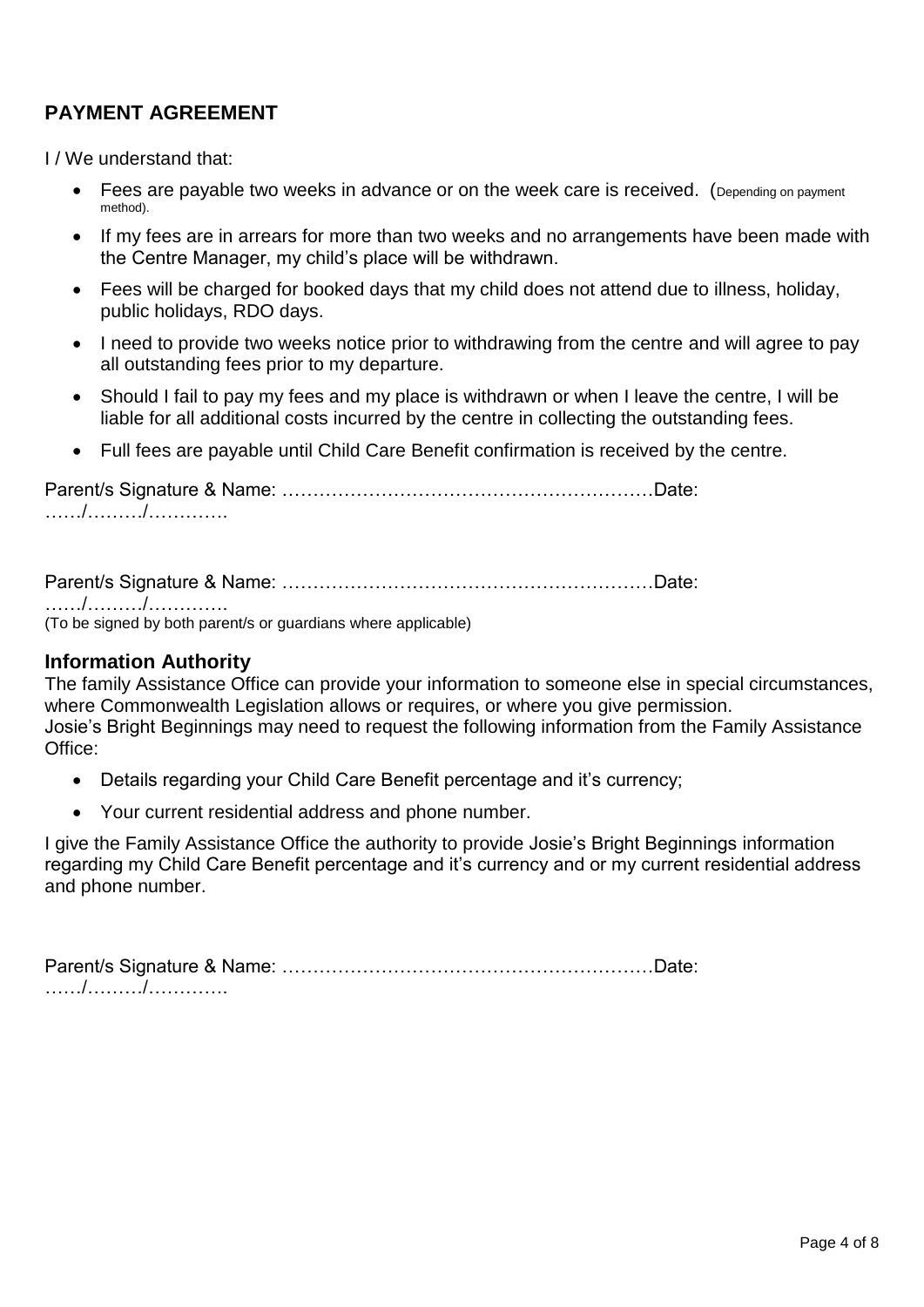## PAYMENT AGREEMENT

I / We understand that:

- Fees are payable two weeks in advance or on the week care is received. (Depending on payment method).
- If my fees are in arrears for more than two weeks and no arrangements have been made with the Centre Manager, my child's place will be withdrawn.
- Fees will be charged for booked days that my child does not attend due to illness, holiday, public holidays, RDO days.
- I need to provide two weeks notice prior to withdrawing from the centre and will agree to pay all outstanding fees prior to my departure.
- Should I fail to pay my fees and my place is withdrawn or when I leave the centre, I will be liable for all additional costs incurred by the centre in collecting the outstanding fees.
- Full fees are payable until Child Care Benefit confirmation is received by the centre.

Parent/s Signature & Name: …………………………………………………… Date: ……/………/………….

Parent/s Signature & Name: …………………………………………………… Date: ……/………/………….

(To be signed by both parent/s or guardians where applicable)

### Information Authority

The family Assistance Office can provide your information to someone else in special circumstances, where Commonwealth Legislation allows or requires, or where you give permission.
Josie's Bright Beginnings may need to request the following information from the Family Assistance Office:

- Details regarding your Child Care Benefit percentage and it's currency;
- Your current residential address and phone number.

I give the Family Assistance Office the authority to provide Josie's Bright Beginnings information regarding my Child Care Benefit percentage and it's currency and or my current residential address and phone number.

Parent/s Signature & Name: …………………………………………………… Date: ……/………/………….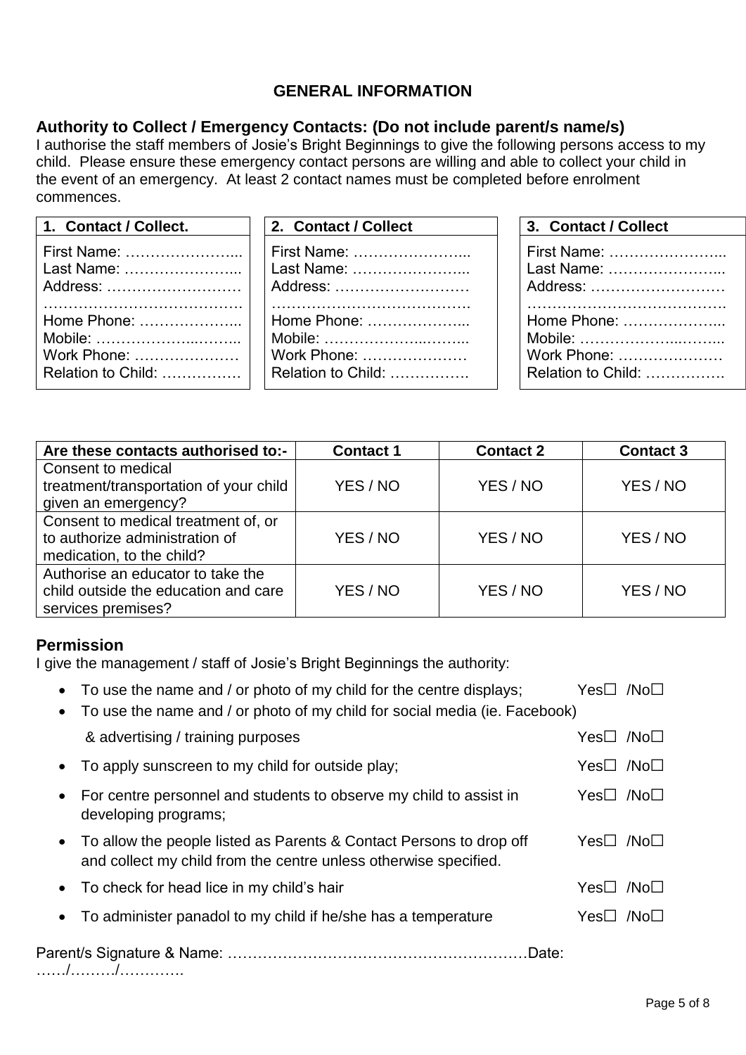# GENERAL INFORMATION

## Authority to Collect / Emergency Contacts: (Do not include parent/s name/s)

I authorise the staff members of Josie's Bright Beginnings to give the following persons access to my child. Please ensure these emergency contact persons are willing and able to collect your child in the event of an emergency. At least 2 contact names must be completed before enrolment commences.

| 1. Contact / Collect. | 2. Contact / Collect | 3. Contact / Collect |
|---|---|---|
| First Name: …………………... | First Name: …………………... | First Name: …………………... |
| Last Name: …………………... | Last Name: …………………... | Last Name: …………………... |
| Address: …………………….. | Address: …………………….. | Address: …………………….. |
| ………………………………. | ………………………………. | ………………………………. |
| Home Phone: ………………... | Home Phone: ………………... | Home Phone: ………………... |
| Mobile: ……………...……... | Mobile: ……………...……... | Mobile: ……………...……... |
| Work Phone: ………………… | Work Phone: ………………… | Work Phone: ………………… |
| Relation to Child: …………… | Relation to Child: ……………. | Relation to Child: ……………. |

| Are these contacts authorised to:- | Contact 1 | Contact 2 | Contact 3 |
|---|---|---|---|
| Consent to medical treatment/transportation of your child given an emergency? | YES / NO | YES / NO | YES / NO |
| Consent to medical treatment of, or to authorize administration of medication, to the child? | YES / NO | YES / NO | YES / NO |
| Authorise an educator to take the child outside the education and care services premises? | YES / NO | YES / NO | YES / NO |

## Permission

I give the management / staff of Josie's Bright Beginnings the authority:

- To use the name and / or photo of my child for the centre displays; Yes☐ /No☐
- To use the name and / or photo of my child for social media (ie. Facebook) & advertising / training purposes Yes☐ /No☐
- To apply sunscreen to my child for outside play; Yes☐ /No☐
- For centre personnel and students to observe my child to assist in developing programs; Yes☐ /No☐
- To allow the people listed as Parents & Contact Persons to drop off and collect my child from the centre unless otherwise specified. Yes☐ /No☐
- To check for head lice in my child's hair Yes☐ /No☐
- To administer panadol to my child if he/she has a temperature Yes☐ /No☐

Parent/s Signature & Name: ……………………………………………………Date: ……/………/………….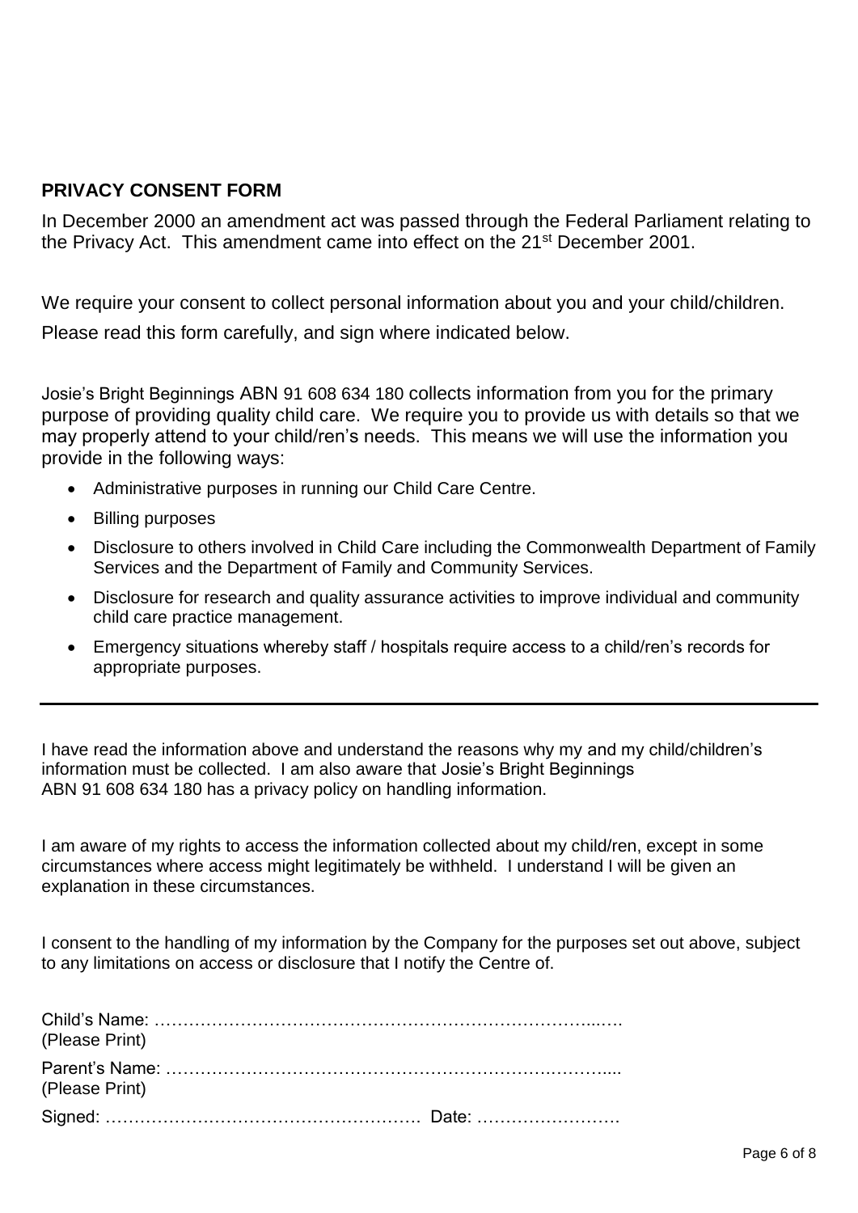**PRIVACY CONSENT FORM**

In December 2000 an amendment act was passed through the Federal Parliament relating to the Privacy Act. This amendment came into effect on the 21st December 2001.

We require your consent to collect personal information about you and your child/children.

Please read this form carefully, and sign where indicated below.

Josie's Bright Beginnings ABN 91 608 634 180 collects information from you for the primary purpose of providing quality child care. We require you to provide us with details so that we may properly attend to your child/ren's needs. This means we will use the information you provide in the following ways:

- Administrative purposes in running our Child Care Centre.
- Billing purposes
- Disclosure to others involved in Child Care including the Commonwealth Department of Family Services and the Department of Family and Community Services.
- Disclosure for research and quality assurance activities to improve individual and community child care practice management.
- Emergency situations whereby staff / hospitals require access to a child/ren's records for appropriate purposes.

---

I have read the information above and understand the reasons why my and my child/children's information must be collected. I am also aware that Josie's Bright Beginnings ABN 91 608 634 180 has a privacy policy on handling information.

I am aware of my rights to access the information collected about my child/ren, except in some circumstances where access might legitimately be withheld. I understand I will be given an explanation in these circumstances.

I consent to the handling of my information by the Company for the purposes set out above, subject to any limitations on access or disclosure that I notify the Centre of.

Child's Name: ……………………………………………………………………..….
(Please Print)

Parent's Name: …………………………………………………………….………....
(Please Print)

Signed: ………………………………………………. Date: …………………….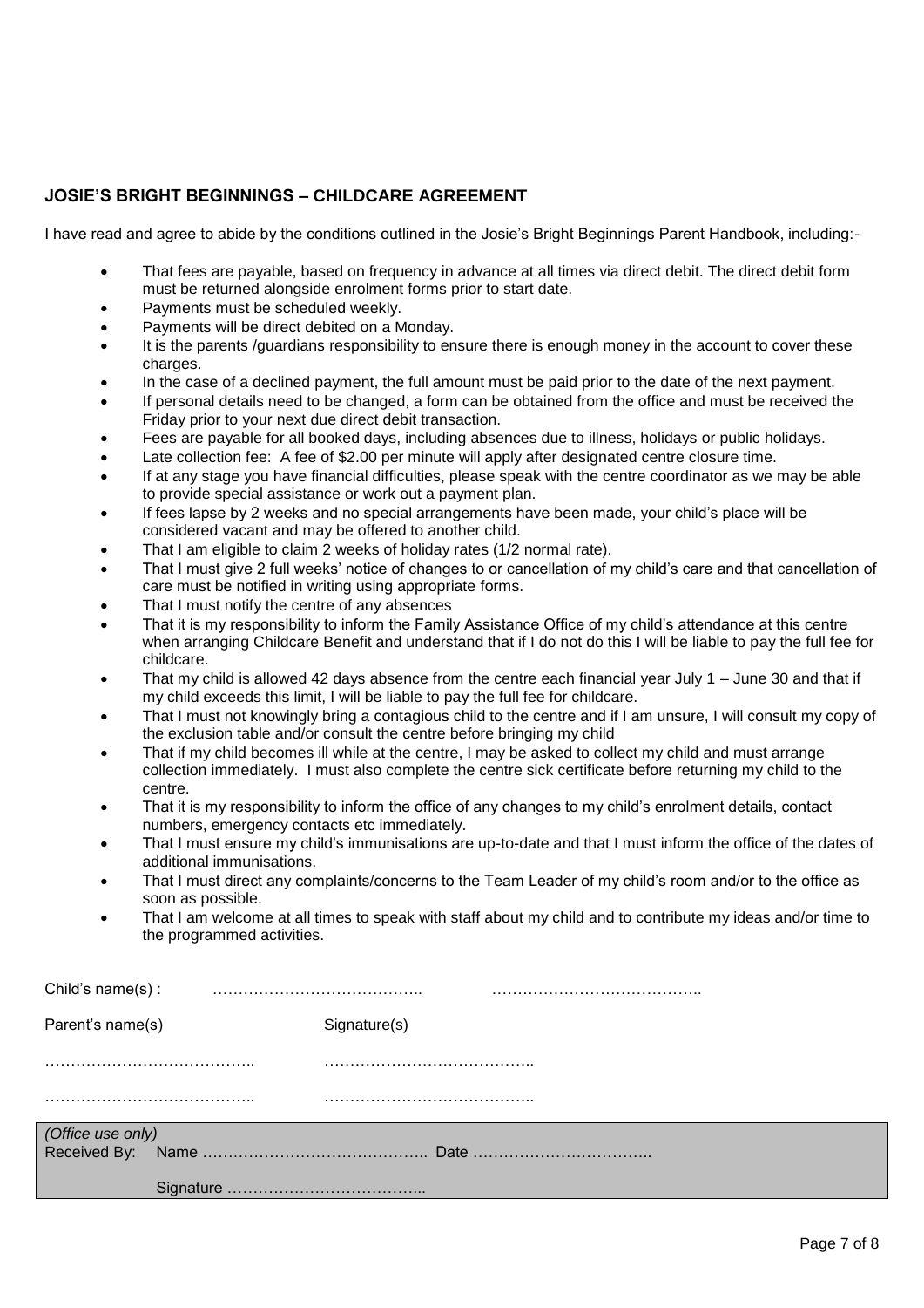### JOSIE'S BRIGHT BEGINNINGS – CHILDCARE AGREEMENT

I have read and agree to abide by the conditions outlined in the Josie's Bright Beginnings Parent Handbook, including:-

- That fees are payable, based on frequency in advance at all times via direct debit. The direct debit form must be returned alongside enrolment forms prior to start date.
- Payments must be scheduled weekly.
- Payments will be direct debited on a Monday.
- It is the parents /guardians responsibility to ensure there is enough money in the account to cover these charges.
- In the case of a declined payment, the full amount must be paid prior to the date of the next payment.
- If personal details need to be changed, a form can be obtained from the office and must be received the Friday prior to your next due direct debit transaction.
- Fees are payable for all booked days, including absences due to illness, holidays or public holidays.
- Late collection fee: A fee of $2.00 per minute will apply after designated centre closure time.
- If at any stage you have financial difficulties, please speak with the centre coordinator as we may be able to provide special assistance or work out a payment plan.
- If fees lapse by 2 weeks and no special arrangements have been made, your child's place will be considered vacant and may be offered to another child.
- That I am eligible to claim 2 weeks of holiday rates (1/2 normal rate).
- That I must give 2 full weeks' notice of changes to or cancellation of my child's care and that cancellation of care must be notified in writing using appropriate forms.
- That I must notify the centre of any absences
- That it is my responsibility to inform the Family Assistance Office of my child's attendance at this centre when arranging Childcare Benefit and understand that if I do not do this I will be liable to pay the full fee for childcare.
- That my child is allowed 42 days absence from the centre each financial year July 1 – June 30 and that if my child exceeds this limit, I will be liable to pay the full fee for childcare.
- That I must not knowingly bring a contagious child to the centre and if I am unsure, I will consult my copy of the exclusion table and/or consult the centre before bringing my child
- That if my child becomes ill while at the centre, I may be asked to collect my child and must arrange collection immediately. I must also complete the centre sick certificate before returning my child to the centre.
- That it is my responsibility to inform the office of any changes to my child's enrolment details, contact numbers, emergency contacts etc immediately.
- That I must ensure my child's immunisations are up-to-date and that I must inform the office of the dates of additional immunisations.
- That I must direct any complaints/concerns to the Team Leader of my child's room and/or to the office as soon as possible.
- That I am welcome at all times to speak with staff about my child and to contribute my ideas and/or time to the programmed activities.

Child's name(s) : ………………………………….. …………………………………..

Parent's name(s) Signature(s)

………………………………….. …………………………………..

………………………………….. …………………………………..

*(Office use only)*
Received By: Name …………………………………….. Date ……………………………..

Signature ………………………………...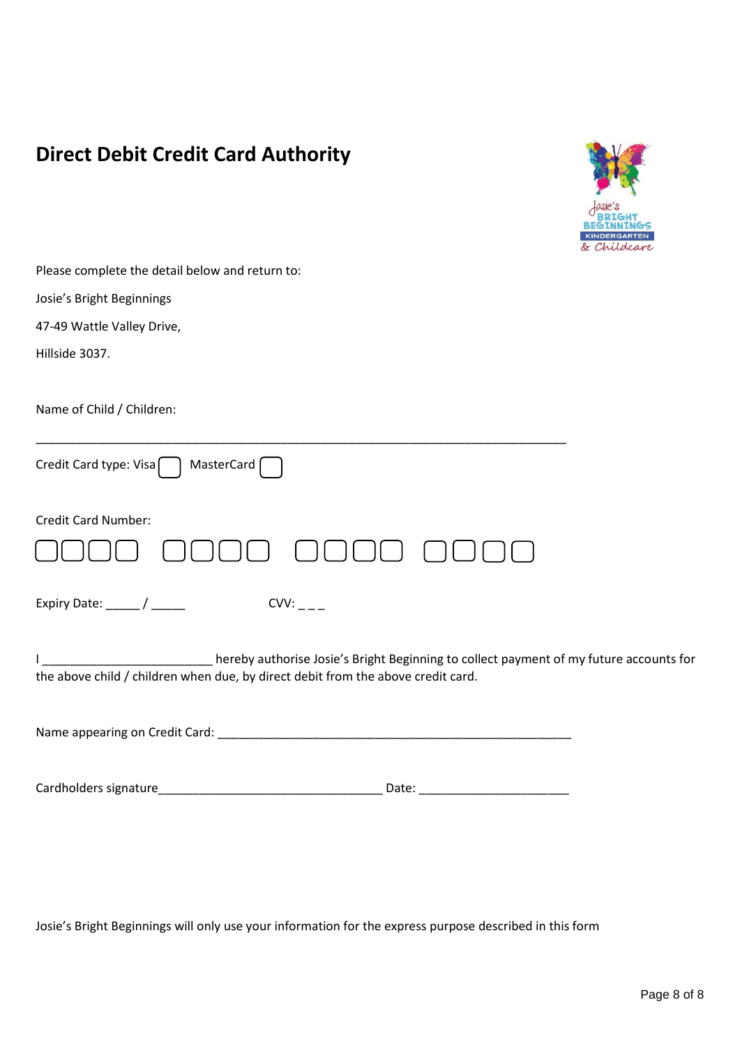# Direct Debit Credit Card Authority

Please complete the detail below and return to:

Josie's Bright Beginnings

47-49 Wattle Valley Drive,

Hillside 3037.

Name of Child / Children:

_______________________________________________________________________________

Credit Card type: Visa ☐ MasterCard ☐

Credit Card Number:

☐☐☐☐ ☐☐☐☐ ☐☐☐☐ ☐☐☐☐

Expiry Date: _____ / _____ CVV: _ _ _

I _________________________ hereby authorise Josie's Bright Beginning to collect payment of my future accounts for the above child / children when due, by direct debit from the above credit card.

Name appearing on Credit Card: _____________________________________________________

Cardholders signature_________________________________ Date: ______________________

Josie's Bright Beginnings will only use your information for the express purpose described in this form